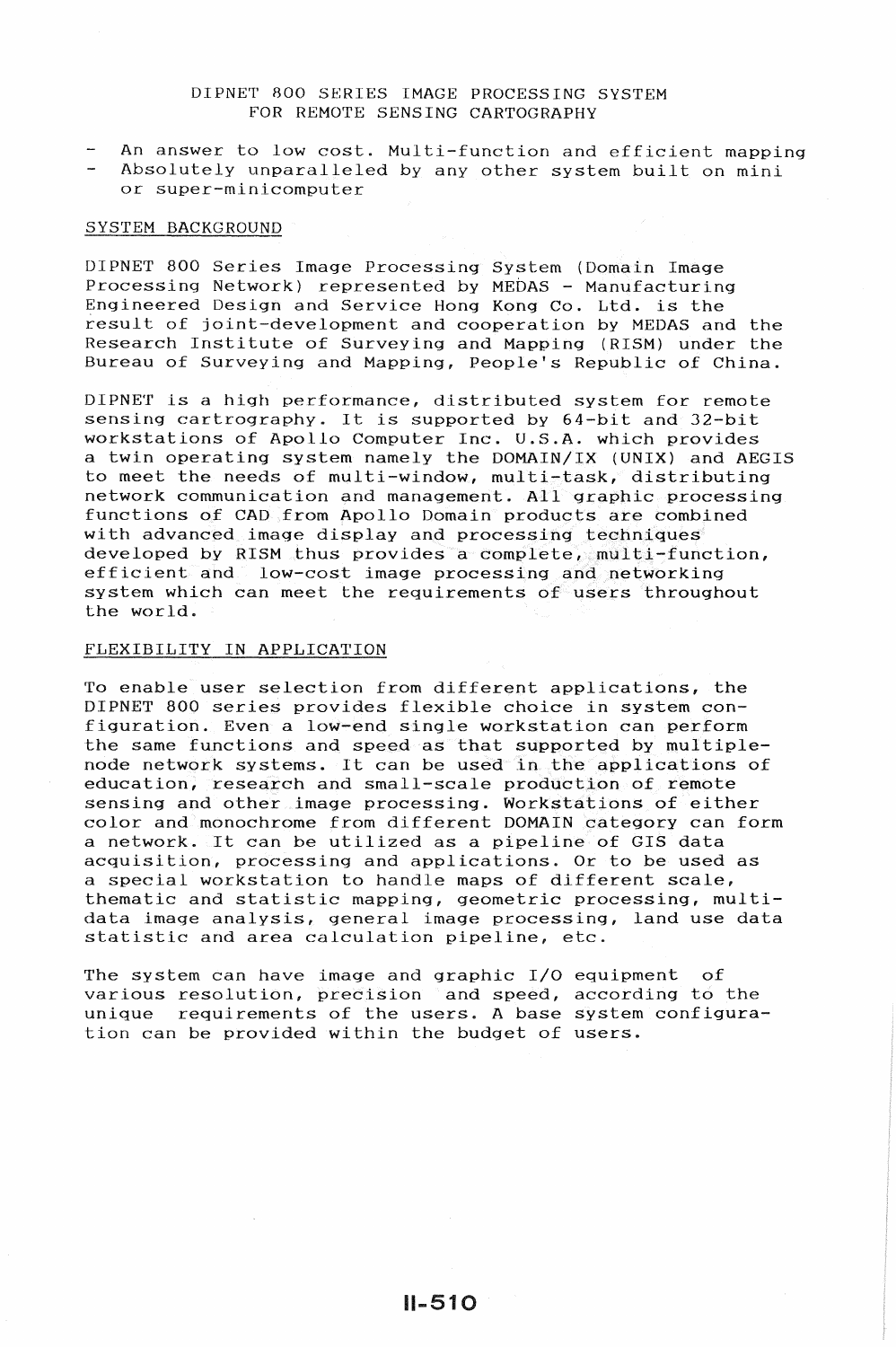# DIPNET 800 SERIES IMAGE PROCESSING SYSTEM FOR REMOTE SENSING CARTOGRAPHY

- An answer to low cost. Multi-function and efficient mapping
- Absolutely unparalleled by any other system built on mini or super-minicomputer

## SYSTEM BACKGROUND

DIPNET 800 Series Image Processing System (Domain Image Processing Network) represented by MEDAS - Manufacturing Engineered Design and Service Hong Kong Co. Ltd. is the result of joint-development and cooperation by MEDAS and the Research Institute of Surveying and Mapping (RISM) under the Bureau of Surveying and Mapping, People's Republic of China.

DIPNET is a high performance, distributed system for remote sensing cartrography. It is supported by 64-bit and 32-bit workstations of Apollo Computer Inc. U.S.A. which provides a twin operating system namely the DOMAIN/IX (UNIX) and AEGIS to meet the needs of multi-window, multi-task, distributing network communication and management. All graphic processing functions of CAD from Apollo Domain products are combined with advanced image display and processing techniques developed by RISM thus provides a complete, multi-function, efficient and low-cost image processing and networking system which can meet the requirements of users throughout the world.

## FLEXIBILITY IN APPLICATION

To enable user selection from different applications, the DIPNET 800 series provides flexible choice in system configuration. Even a low-end single workstation can perform the same functions and speed as that supported by multiple-node network systems. It can be used in the applications of education, research and small-scale production of remote sensing and other image processing. Workstations of either color and monochrome from different DOMAIN category can form a network. It can be utilized as a pipeline of GIS data acquisition, processing and applications. Or to be used as a special workstation to handle maps of different scale, thematic and statistic mapping, geometric processing, multi-data image analysis, general image processing, land use data statistic and area calculation pipeline, etc.

The system can have image and graphic I/O equipment of various resolution, precision and speed, according to the unique requirements of the users. A base system configuration can be provided within the budget of users.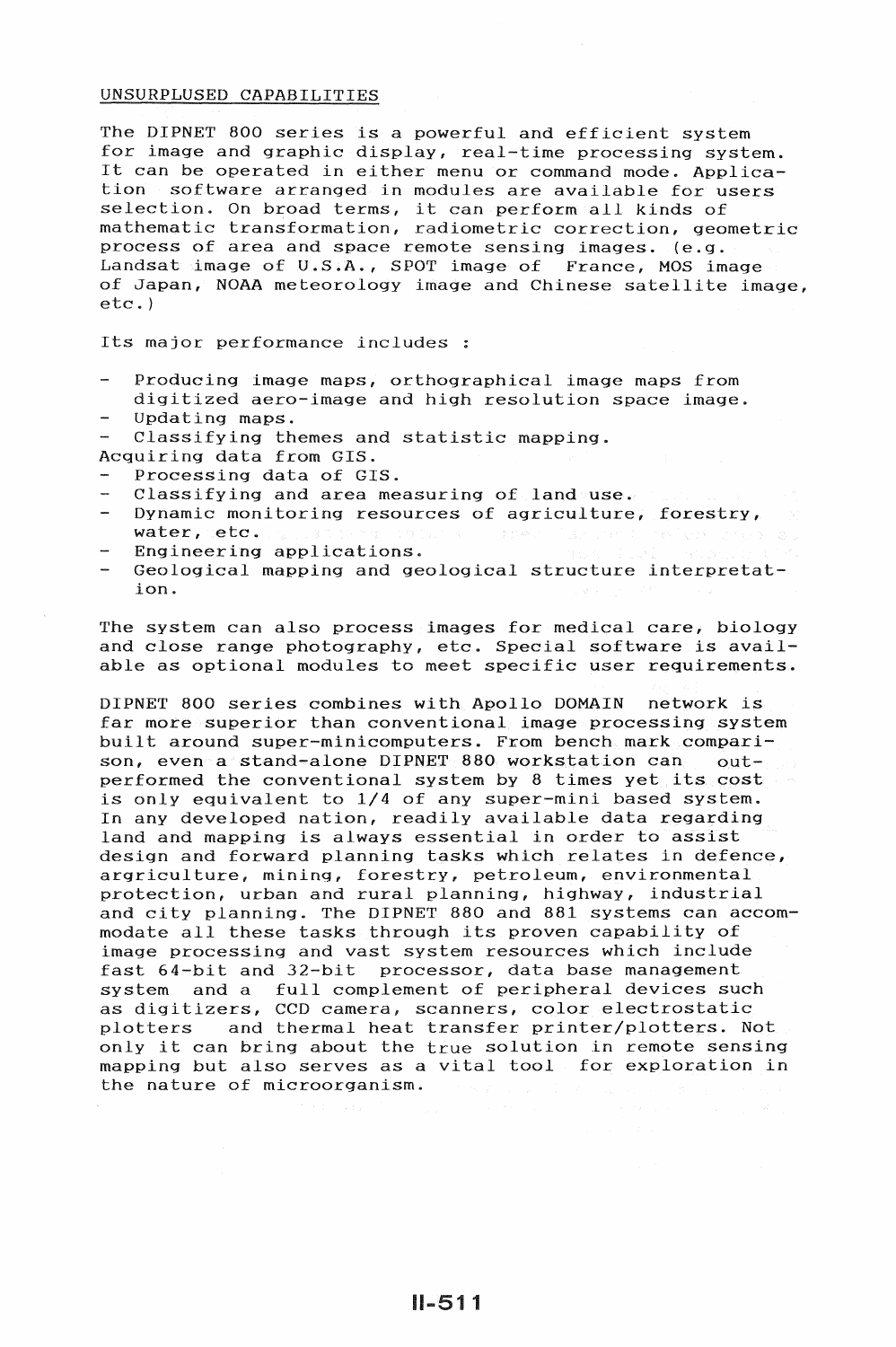## UNSURPLUSED CAPABILITIES

The DIPNET 800 series is a powerful and efficient system for image and graphic display, real-time processing system. It can be operated in either menu or command mode. Application software arranged in modules are available for users selection. On broad terms, it can perform all kinds of mathematic transformation, radiometric correction, geometric process of area and space remote sensing images. (e.g. Landsat image of U.S.A., SPOT image of France, MOS image of Japan, NOAA meteorology image and Chinese satellite image, etc.)

Its major performance includes :

- Producing image maps, orthographical image maps from digitized aero-image and high resolution space image.
- Updating maps.
- Classifying themes and statistic mapping.

Acquiring data from GIS.

- Processing data of GIS.
- Classifying and area measuring of land use.
- Dynamic monitoring resources of agriculture, forestry, water, etc.
- Engineering applications.
- Geological mapping and geological structure interpretation.

The system can also process images for medical care, biology and close range photography, etc. Special software is available as optional modules to meet specific user requirements.

DIPNET 800 series combines with Apollo DOMAIN network is far more superior than conventional image processing system built around super-minicomputers. From bench mark comparison, even a stand-alone DIPNET 880 workstation can outperformed the conventional system by 8 times yet its cost is only equivalent to 1/4 of any super-mini based system. In any developed nation, readily available data regarding land and mapping is always essential in order to assist design and forward planning tasks which relates in defence, argriculture, mining, forestry, petroleum, environmental protection, urban and rural planning, highway, industrial and city planning. The DIPNET 880 and 881 systems can accommodate all these tasks through its proven capability of image processing and vast system resources which include fast 64-bit and 32-bit processor, data base management system and a full complement of peripheral devices such as digitizers, CCD camera, scanners, color electrostatic plotters and thermal heat transfer printer/plotters. Not only it can bring about the true solution in remote sensing mapping but also serves as a vital tool for exploration in the nature of microorganism.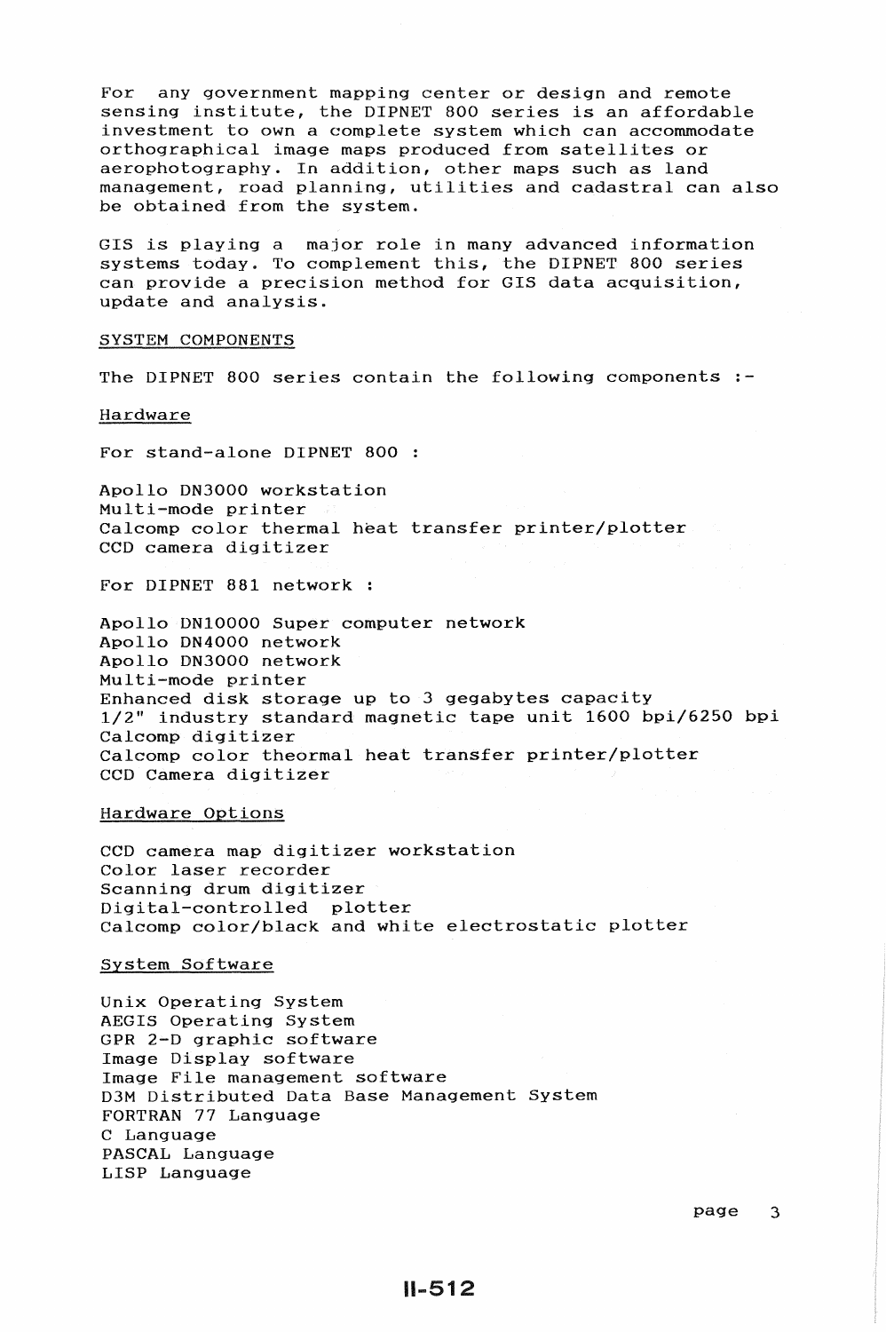For any government mapping center or design and remote sensing institute, the DIPNET 800 series is an affordable investment to own a complete system which can accommodate orthographical image maps produced from satellites or aerophotography. In addition, other maps such as land management, road planning, utilities and cadastral can also be obtained from the system.

GIS is playing a major role in many advanced information systems today. To complement this, the DIPNET 800 series can provide a precision method for GIS data acquisition, update and analysis.

## SYSTEM COMPONENTS

The DIPNET 800 series contain the following components :-

### Hardware

For stand-alone DIPNET 800 :

Apollo DN3000 workstation
Multi-mode printer
Calcomp color thermal heat transfer printer/plotter
CCD camera digitizer

For DIPNET 881 network :

Apollo DN10000 Super computer network
Apollo DN4000 network
Apollo DN3000 network
Multi-mode printer
Enhanced disk storage up to 3 gegabytes capacity
1/2" industry standard magnetic tape unit 1600 bpi/6250 bpi
Calcomp digitizer
Calcomp color theormal heat transfer printer/plotter
CCD Camera digitizer

### Hardware Options

CCD camera map digitizer workstation
Color laser recorder
Scanning drum digitizer
Digital-controlled plotter
Calcomp color/black and white electrostatic plotter

### System Software

Unix Operating System
AEGIS Operating System
GPR 2-D graphic software
Image Display software
Image File management software
D3M Distributed Data Base Management System
FORTRAN 77 Language
C Language
PASCAL Language
LISP Language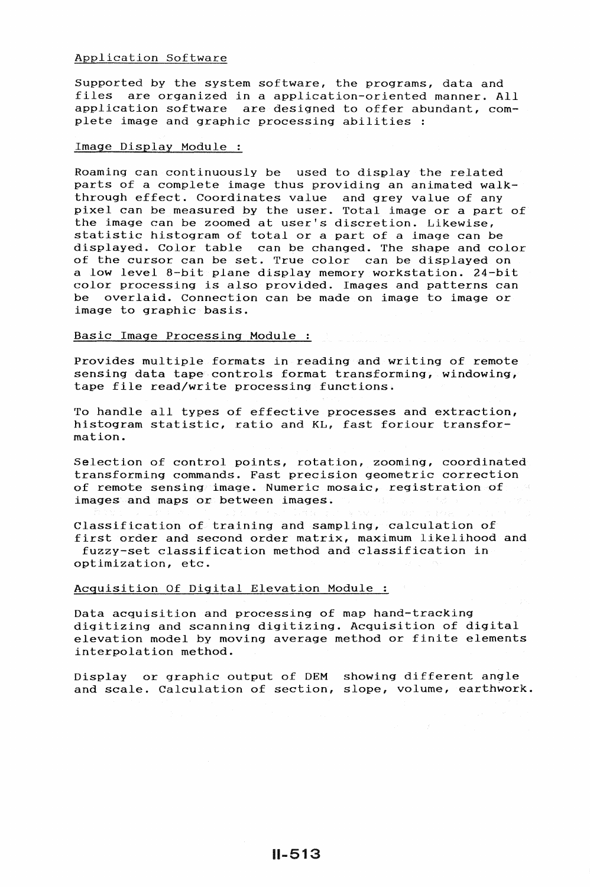Application Software

Supported by the system software, the programs, data and files are organized in a application-oriented manner. All application software are designed to offer abundant, complete image and graphic processing abilities :

Image Display Module :

Roaming can continuously be used to display the related parts of a complete image thus providing an animated walk-through effect. Coordinates value and grey value of any pixel can be measured by the user. Total image or a part of the image can be zoomed at user's discretion. Likewise, statistic histogram of total or a part of a image can be displayed. Color table can be changed. The shape and color of the cursor can be set. True color can be displayed on a low level 8-bit plane display memory workstation. 24-bit color processing is also provided. Images and patterns can be overlaid. Connection can be made on image to image or image to graphic basis.

Basic Image Processing Module :

Provides multiple formats in reading and writing of remote sensing data tape controls format transforming, windowing, tape file read/write processing functions.

To handle all types of effective processes and extraction, histogram statistic, ratio and KL, fast foriour transformation.

Selection of control points, rotation, zooming, coordinated transforming commands. Fast precision geometric correction of remote sensing image. Numeric mosaic, registration of images and maps or between images.

Classification of training and sampling, calculation of first order and second order matrix, maximum likelihood and fuzzy-set classification method and classification in optimization, etc.

Acquisition Of Digital Elevation Module :

Data acquisition and processing of map hand-tracking digitizing and scanning digitizing. Acquisition of digital elevation model by moving average method or finite elements interpolation method.

Display or graphic output of DEM showing different angle and scale. Calculation of section, slope, volume, earthwork.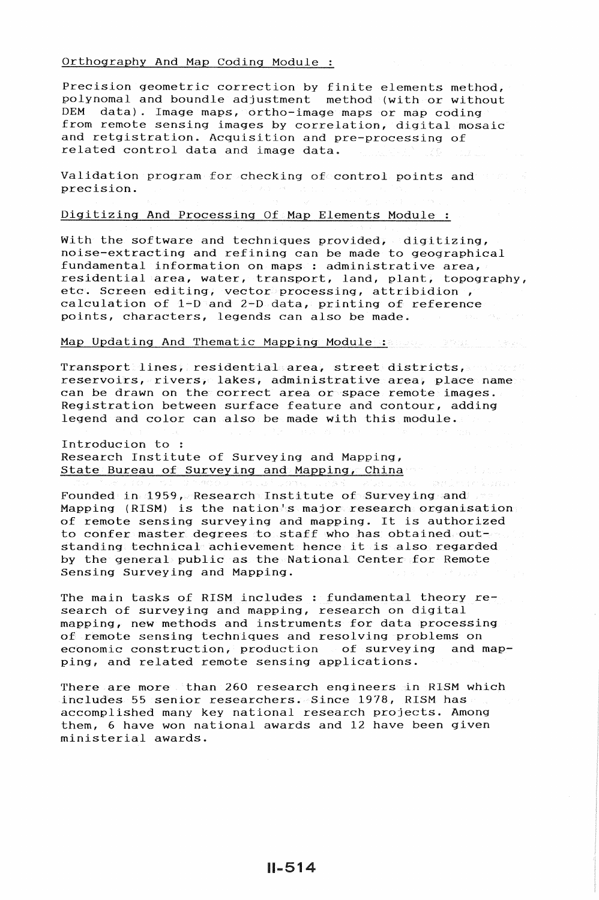Orthography And Map Coding Module :

Precision geometric correction by finite elements method, polynomal and boundle adjustment method (with or without DEM data). Image maps, ortho-image maps or map coding from remote sensing images by correlation, digital mosaic and retgistration. Acquisition and pre-processing of related control data and image data.

Validation program for checking of control points and precision.

Digitizing And Processing Of Map Elements Module :

With the software and techniques provided, digitizing, noise-extracting and refining can be made to geographical fundamental information on maps : administrative area, residential area, water, transport, land, plant, topography, etc. Screen editing, vector processing, attribidion , calculation of 1-D and 2-D data, printing of reference points, characters, legends can also be made.

Map Updating And Thematic Mapping Module :

Transport lines, residential area, street districts, reservoirs, rivers, lakes, administrative area, place name can be drawn on the correct area or space remote images. Registration between surface feature and contour, adding legend and color can also be made with this module.

Introducion to :
Research Institute of Surveying and Mapping,
State Bureau of Surveying and Mapping, China

Founded in 1959, Research Institute of Surveying and Mapping (RISM) is the nation's major research organisation of remote sensing surveying and mapping. It is authorized to confer master degrees to staff who has obtained outstanding technical achievement hence it is also regarded by the general public as the National Center for Remote Sensing Surveying and Mapping.

The main tasks of RISM includes : fundamental theory research of surveying and mapping, research on digital mapping, new methods and instruments for data processing of remote sensing techniques and resolving problems on economic construction, production of surveying and mapping, and related remote sensing applications.

There are more than 260 research engineers in RISM which includes 55 senior researchers. Since 1978, RISM has accomplished many key national research projects. Among them, 6 have won national awards and 12 have been given ministerial awards.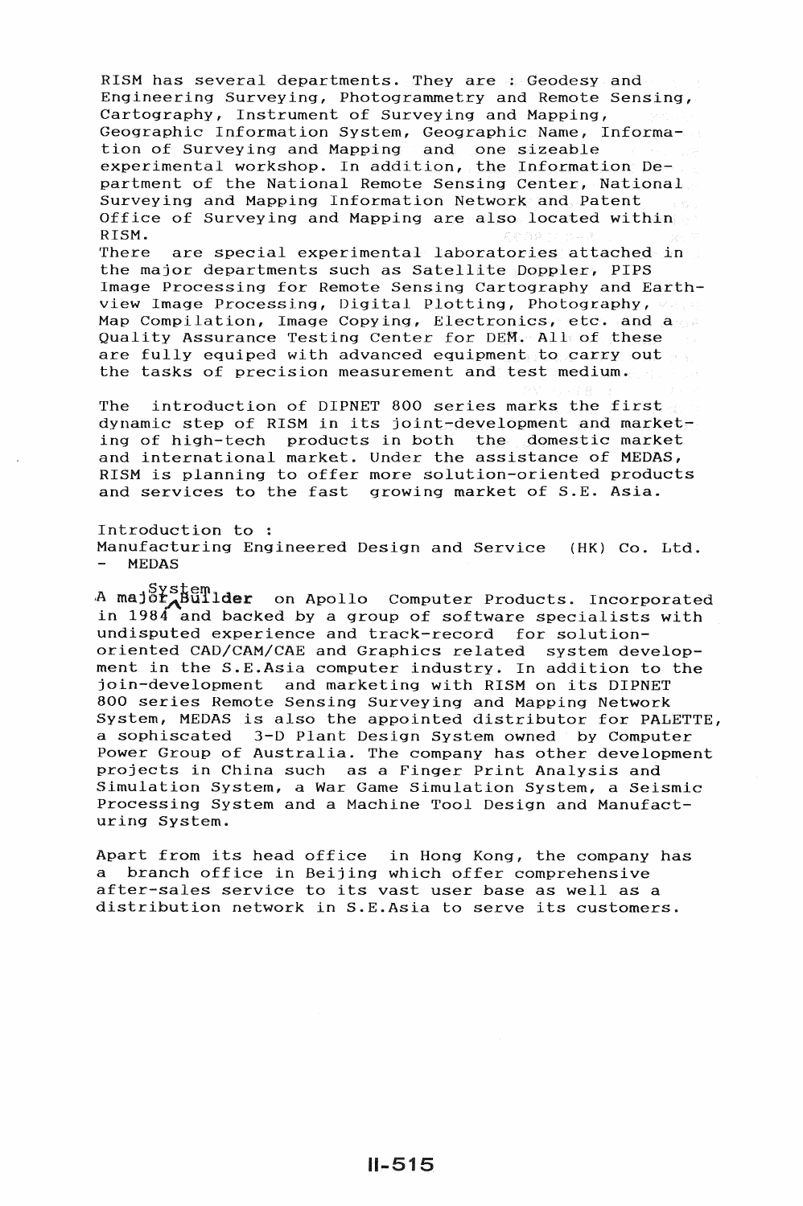RISM has several departments. They are : Geodesy and Engineering Surveying, Photogrammetry and Remote Sensing, Cartography, Instrument of Surveying and Mapping, Geographic Information System, Geographic Name, Information of Surveying and Mapping and one sizeable experimental workshop. In addition, the Information Department of the National Remote Sensing Center, National Surveying and Mapping Information Network and Patent Office of Surveying and Mapping are also located within RISM.
There are special experimental laboratories attached in the major departments such as Satellite Doppler, PIPS Image Processing for Remote Sensing Cartography and Earthview Image Processing, Digital Plotting, Photography, Map Compilation, Image Copying, Electronics, etc. and a Quality Assurance Testing Center for DEM. All of these are fully equiped with advanced equipment to carry out the tasks of precision measurement and test medium.

The introduction of DIPNET 800 series marks the first dynamic step of RISM in its joint-development and marketing of high-tech products in both the domestic market and international market. Under the assistance of MEDAS, RISM is planning to offer more solution-oriented products and services to the fast growing market of S.E. Asia.

Introduction to :
Manufacturing Engineered Design and Service (HK) Co. Ltd. - MEDAS

A major System **Builder** on Apollo Computer Products. Incorporated in 1984 and backed by a group of software specialists with undisputed experience and track-record for solution-oriented CAD/CAM/CAE and Graphics related system development in the S.E.Asia computer industry. In addition to the join-development and marketing with RISM on its DIPNET 800 series Remote Sensing Surveying and Mapping Network System, MEDAS is also the appointed distributor for PALETTE, a sophiscated 3-D Plant Design System owned by Computer Power Group of Australia. The company has other development projects in China such as a Finger Print Analysis and Simulation System, a War Game Simulation System, a Seismic Processing System and a Machine Tool Design and Manufacturing System.

Apart from its head office in Hong Kong, the company has a branch office in Beijing which offer comprehensive after-sales service to its vast user base as well as a distribution network in S.E.Asia to serve its customers.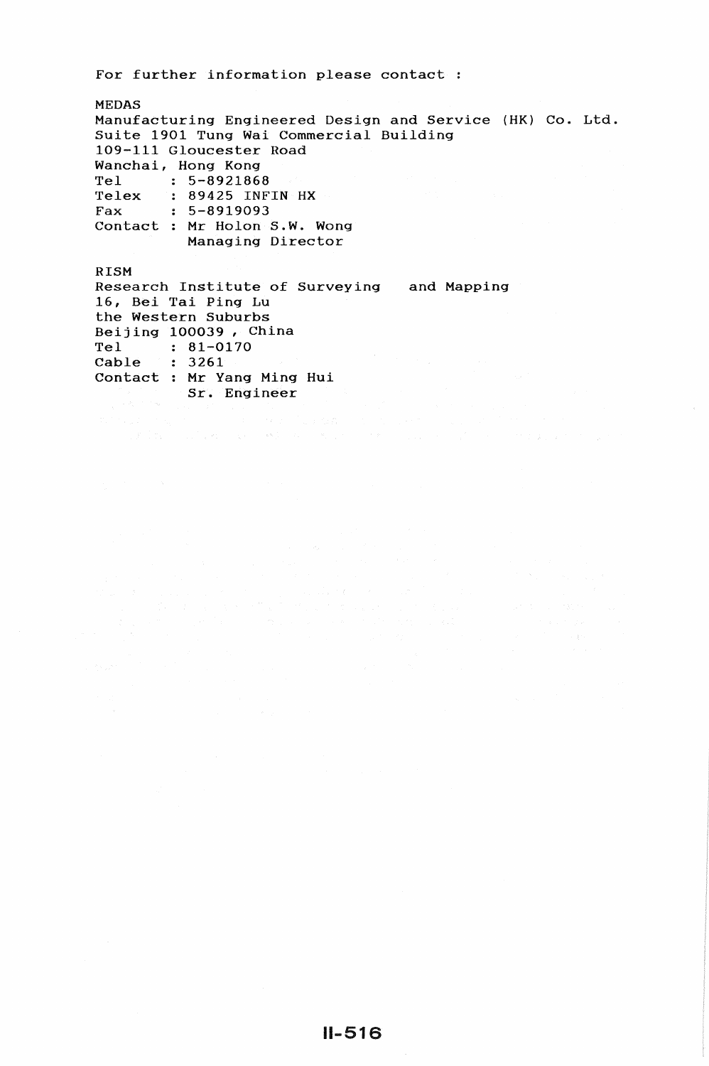For further information please contact :

MEDAS
Manufacturing Engineered Design and Service (HK) Co. Ltd.
Suite 1901 Tung Wai Commercial Building
109-111 Gloucester Road
Wanchai, Hong Kong
Tel : 5-8921868
Telex : 89425 INFIN HX
Fax : 5-8919093
Contact : Mr Holon S.W. Wong
Managing Director

RISM
Research Institute of Surveying and Mapping
16, Bei Tai Ping Lu
the Western Suburbs
Beijing 100039 , China
Tel : 81-0170
Cable : 3261
Contact : Mr Yang Ming Hui
Sr. Engineer